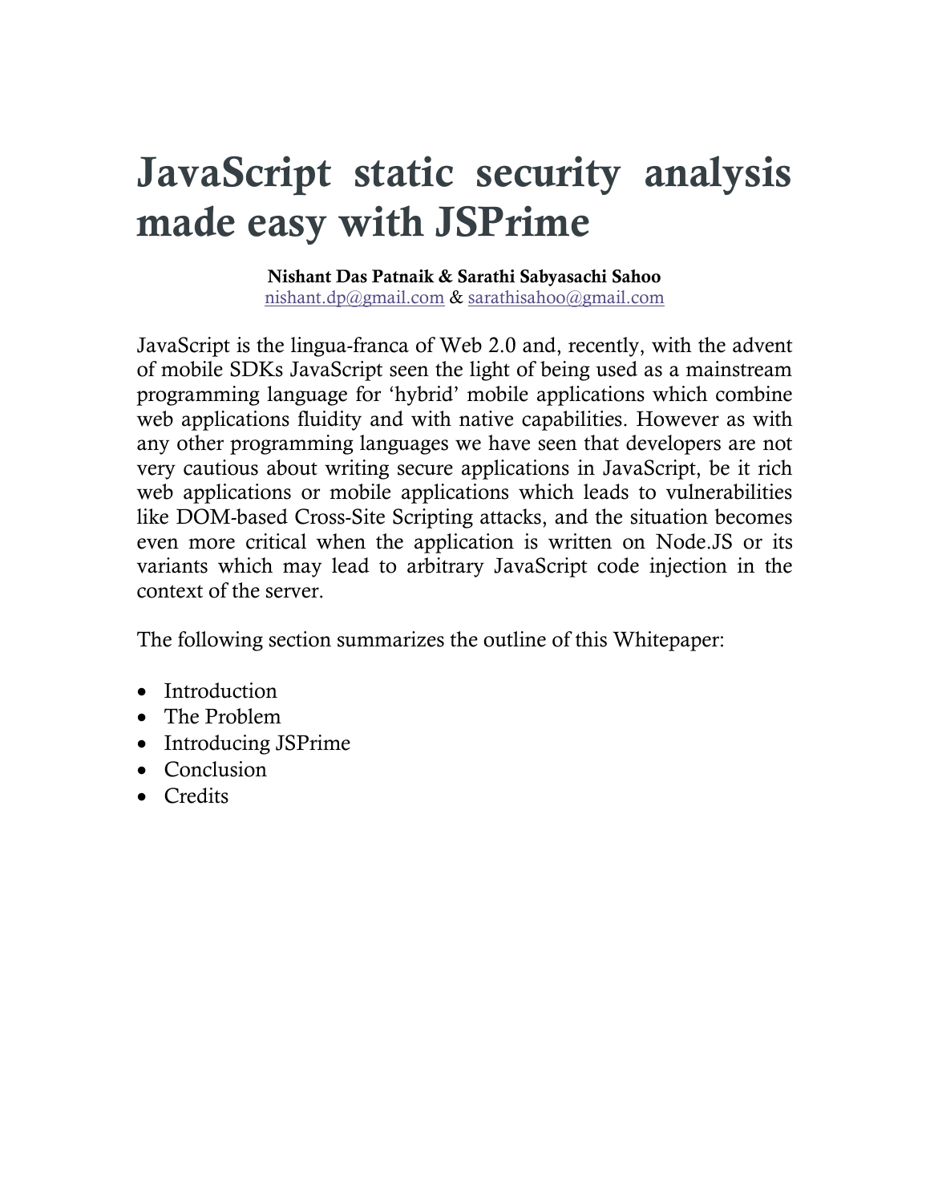# JavaScript static security analysis made easy with JSPrime

**Nishant Das Patnaik & Sarathi Sabyasachi Sahoo**
nishant.dp@gmail.com & sarathisahoo@gmail.com

JavaScript is the lingua-franca of Web 2.0 and, recently, with the advent of mobile SDKs JavaScript seen the light of being used as a mainstream programming language for 'hybrid' mobile applications which combine web applications fluidity and with native capabilities. However as with any other programming languages we have seen that developers are not very cautious about writing secure applications in JavaScript, be it rich web applications or mobile applications which leads to vulnerabilities like DOM-based Cross-Site Scripting attacks, and the situation becomes even more critical when the application is written on Node.JS or its variants which may lead to arbitrary JavaScript code injection in the context of the server.

The following section summarizes the outline of this Whitepaper:

- Introduction
- The Problem
- Introducing JSPrime
- Conclusion
- Credits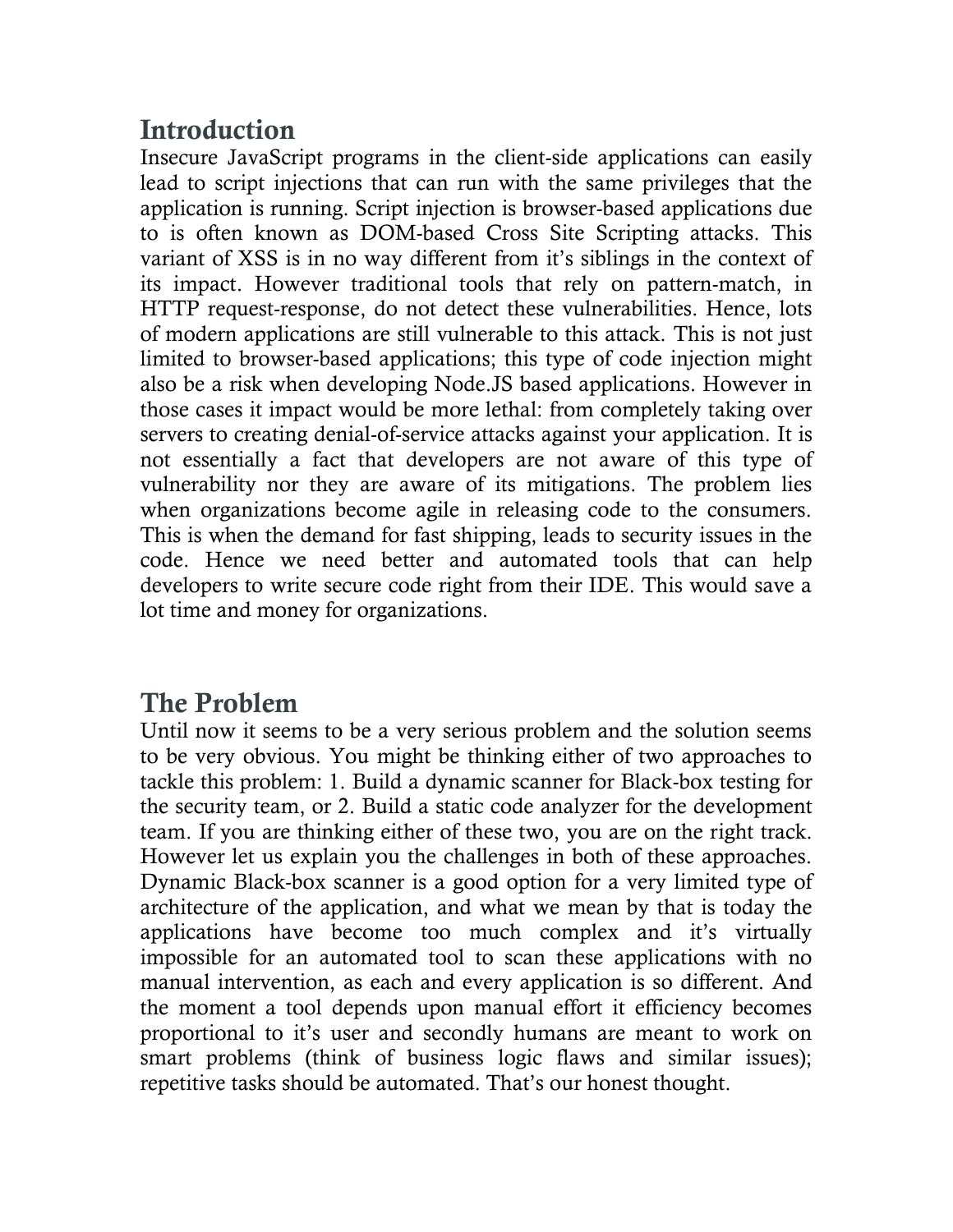## Introduction

Insecure JavaScript programs in the client-side applications can easily lead to script injections that can run with the same privileges that the application is running. Script injection is browser-based applications due to is often known as DOM-based Cross Site Scripting attacks. This variant of XSS is in no way different from it's siblings in the context of its impact. However traditional tools that rely on pattern-match, in HTTP request-response, do not detect these vulnerabilities. Hence, lots of modern applications are still vulnerable to this attack. This is not just limited to browser-based applications; this type of code injection might also be a risk when developing Node.JS based applications. However in those cases it impact would be more lethal: from completely taking over servers to creating denial-of-service attacks against your application. It is not essentially a fact that developers are not aware of this type of vulnerability nor they are aware of its mitigations. The problem lies when organizations become agile in releasing code to the consumers. This is when the demand for fast shipping, leads to security issues in the code. Hence we need better and automated tools that can help developers to write secure code right from their IDE. This would save a lot time and money for organizations.

## The Problem

Until now it seems to be a very serious problem and the solution seems to be very obvious. You might be thinking either of two approaches to tackle this problem: 1. Build a dynamic scanner for Black-box testing for the security team, or 2. Build a static code analyzer for the development team. If you are thinking either of these two, you are on the right track. However let us explain you the challenges in both of these approaches. Dynamic Black-box scanner is a good option for a very limited type of architecture of the application, and what we mean by that is today the applications have become too much complex and it's virtually impossible for an automated tool to scan these applications with no manual intervention, as each and every application is so different. And the moment a tool depends upon manual effort it efficiency becomes proportional to it's user and secondly humans are meant to work on smart problems (think of business logic flaws and similar issues); repetitive tasks should be automated. That's our honest thought.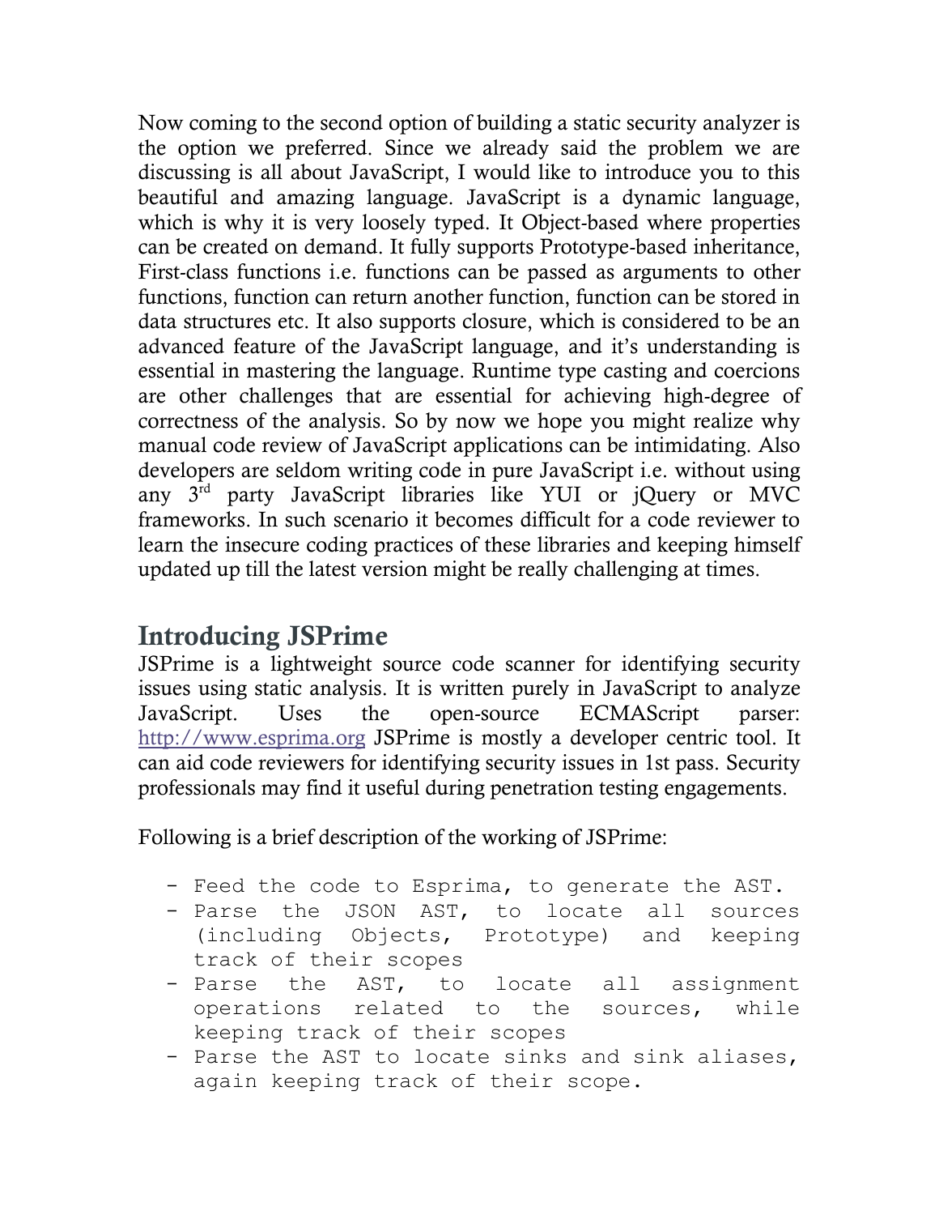Now coming to the second option of building a static security analyzer is the option we preferred. Since we already said the problem we are discussing is all about JavaScript, I would like to introduce you to this beautiful and amazing language. JavaScript is a dynamic language, which is why it is very loosely typed. It Object-based where properties can be created on demand. It fully supports Prototype-based inheritance, First-class functions i.e. functions can be passed as arguments to other functions, function can return another function, function can be stored in data structures etc. It also supports closure, which is considered to be an advanced feature of the JavaScript language, and it's understanding is essential in mastering the language. Runtime type casting and coercions are other challenges that are essential for achieving high-degree of correctness of the analysis. So by now we hope you might realize why manual code review of JavaScript applications can be intimidating. Also developers are seldom writing code in pure JavaScript i.e. without using any 3rd party JavaScript libraries like YUI or jQuery or MVC frameworks. In such scenario it becomes difficult for a code reviewer to learn the insecure coding practices of these libraries and keeping himself updated up till the latest version might be really challenging at times.

## Introducing JSPrime

JSPrime is a lightweight source code scanner for identifying security issues using static analysis. It is written purely in JavaScript to analyze JavaScript. Uses the open-source ECMAScript parser: [http://www.esprima.org](http://www.esprima.org) JSPrime is mostly a developer centric tool. It can aid code reviewers for identifying security issues in 1st pass. Security professionals may find it useful during penetration testing engagements.

Following is a brief description of the working of JSPrime:

- Feed the code to Esprima, to generate the AST.
- Parse the JSON AST, to locate all sources (including Objects, Prototype) and keeping track of their scopes
- Parse the AST, to locate all assignment operations related to the sources, while keeping track of their scopes
- Parse the AST to locate sinks and sink aliases, again keeping track of their scope.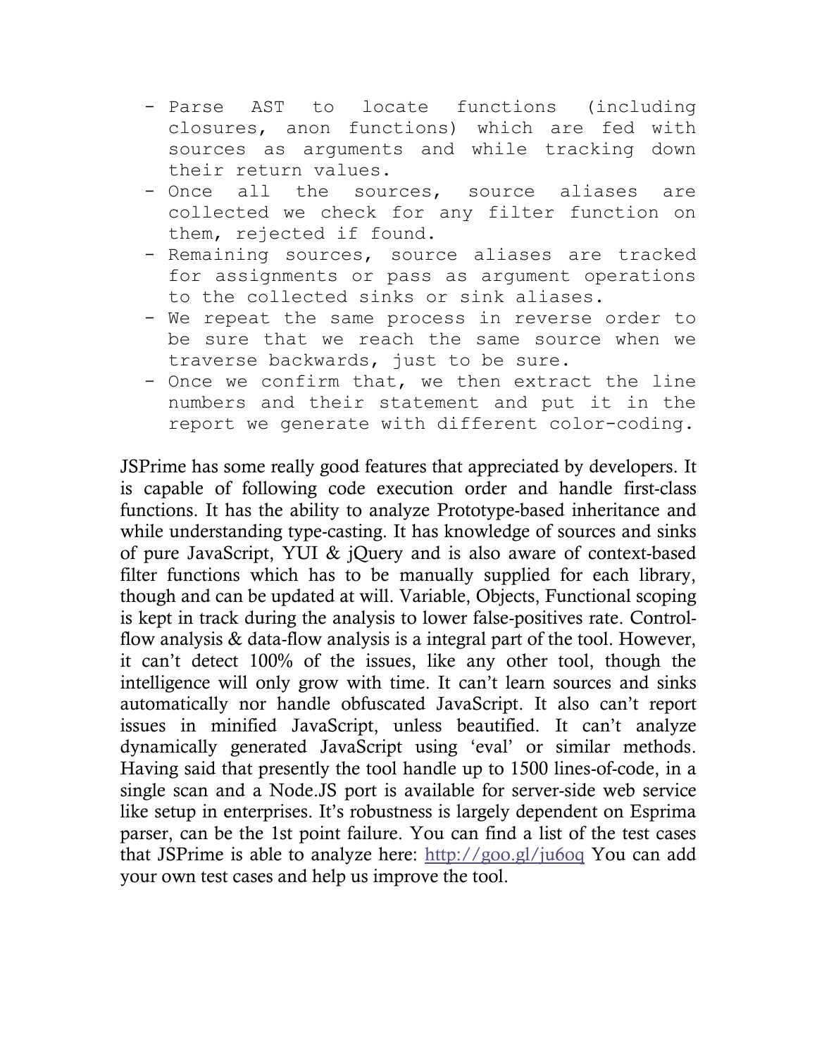- Parse AST to locate functions (including closures, anon functions) which are fed with sources as arguments and while tracking down their return values.
- Once all the sources, source aliases are collected we check for any filter function on them, rejected if found.
- Remaining sources, source aliases are tracked for assignments or pass as argument operations to the collected sinks or sink aliases.
- We repeat the same process in reverse order to be sure that we reach the same source when we traverse backwards, just to be sure.
- Once we confirm that, we then extract the line numbers and their statement and put it in the report we generate with different color-coding.

JSPrime has some really good features that appreciated by developers. It is capable of following code execution order and handle first-class functions. It has the ability to analyze Prototype-based inheritance and while understanding type-casting. It has knowledge of sources and sinks of pure JavaScript, YUI & jQuery and is also aware of context-based filter functions which has to be manually supplied for each library, though and can be updated at will. Variable, Objects, Functional scoping is kept in track during the analysis to lower false-positives rate. Control-flow analysis & data-flow analysis is a integral part of the tool. However, it can't detect 100% of the issues, like any other tool, though the intelligence will only grow with time. It can't learn sources and sinks automatically nor handle obfuscated JavaScript. It also can't report issues in minified JavaScript, unless beautified. It can't analyze dynamically generated JavaScript using 'eval' or similar methods. Having said that presently the tool handle up to 1500 lines-of-code, in a single scan and a Node.JS port is available for server-side web service like setup in enterprises. It's robustness is largely dependent on Esprima parser, can be the 1st point failure. You can find a list of the test cases that JSPrime is able to analyze here: http://goo.gl/ju6oq You can add your own test cases and help us improve the tool.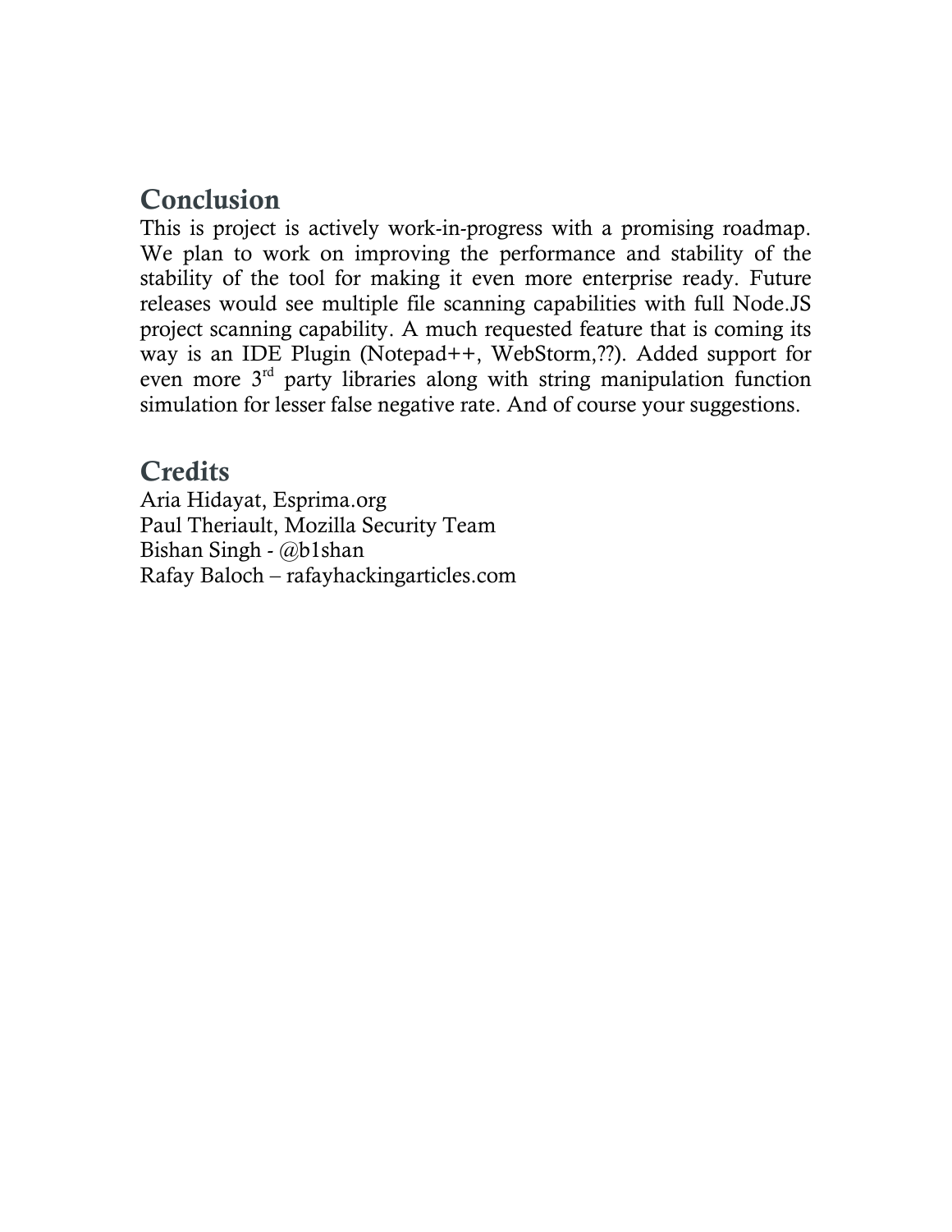## Conclusion

This is project is actively work-in-progress with a promising roadmap. We plan to work on improving the performance and stability of the stability of the tool for making it even more enterprise ready. Future releases would see multiple file scanning capabilities with full Node.JS project scanning capability. A much requested feature that is coming its way is an IDE Plugin (Notepad++, WebStorm,??). Added support for even more 3rd party libraries along with string manipulation function simulation for lesser false negative rate. And of course your suggestions.

## Credits

Aria Hidayat, Esprima.org
Paul Theriault, Mozilla Security Team
Bishan Singh - @b1shan
Rafay Baloch – rafayhackingarticles.com